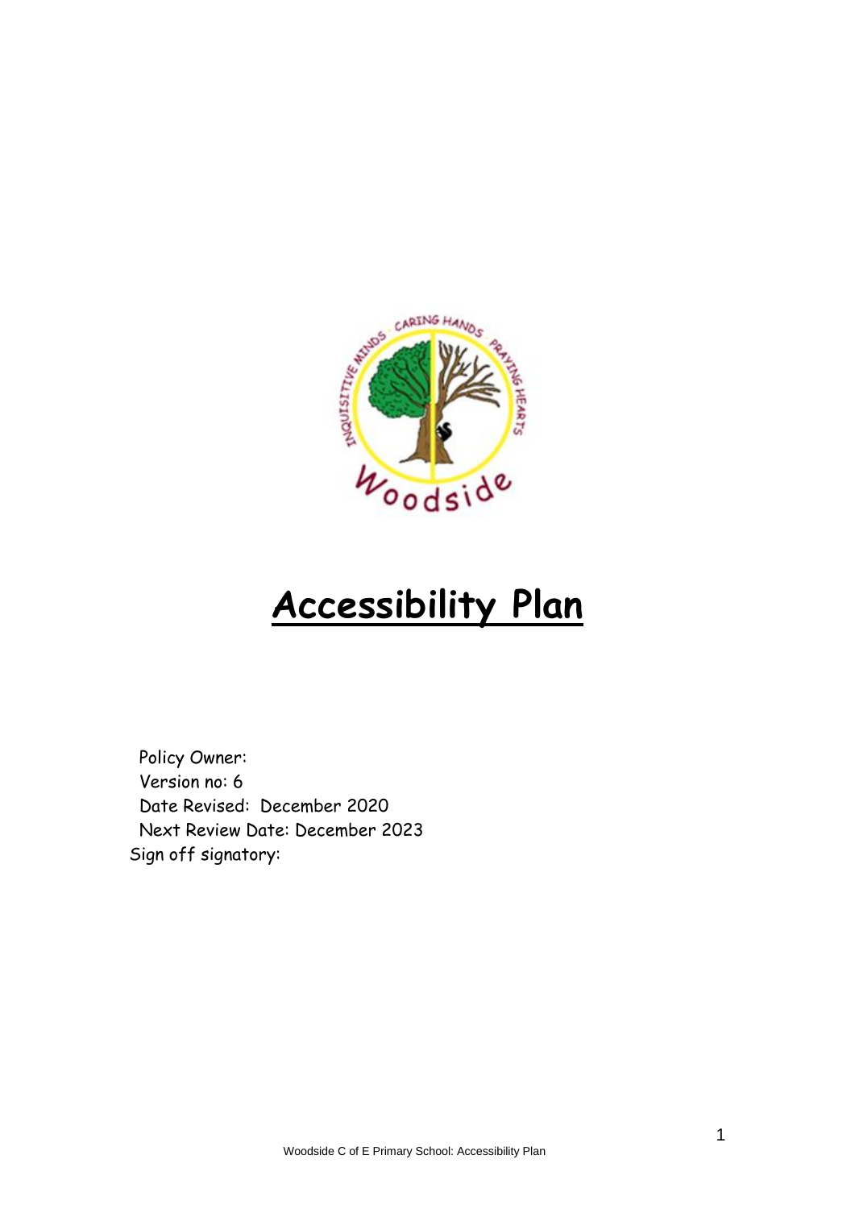# Accessibility Plan

Policy Owner:
Version no: 6
Date Revised: December 2020
Next Review Date: December 2023
Sign off signatory: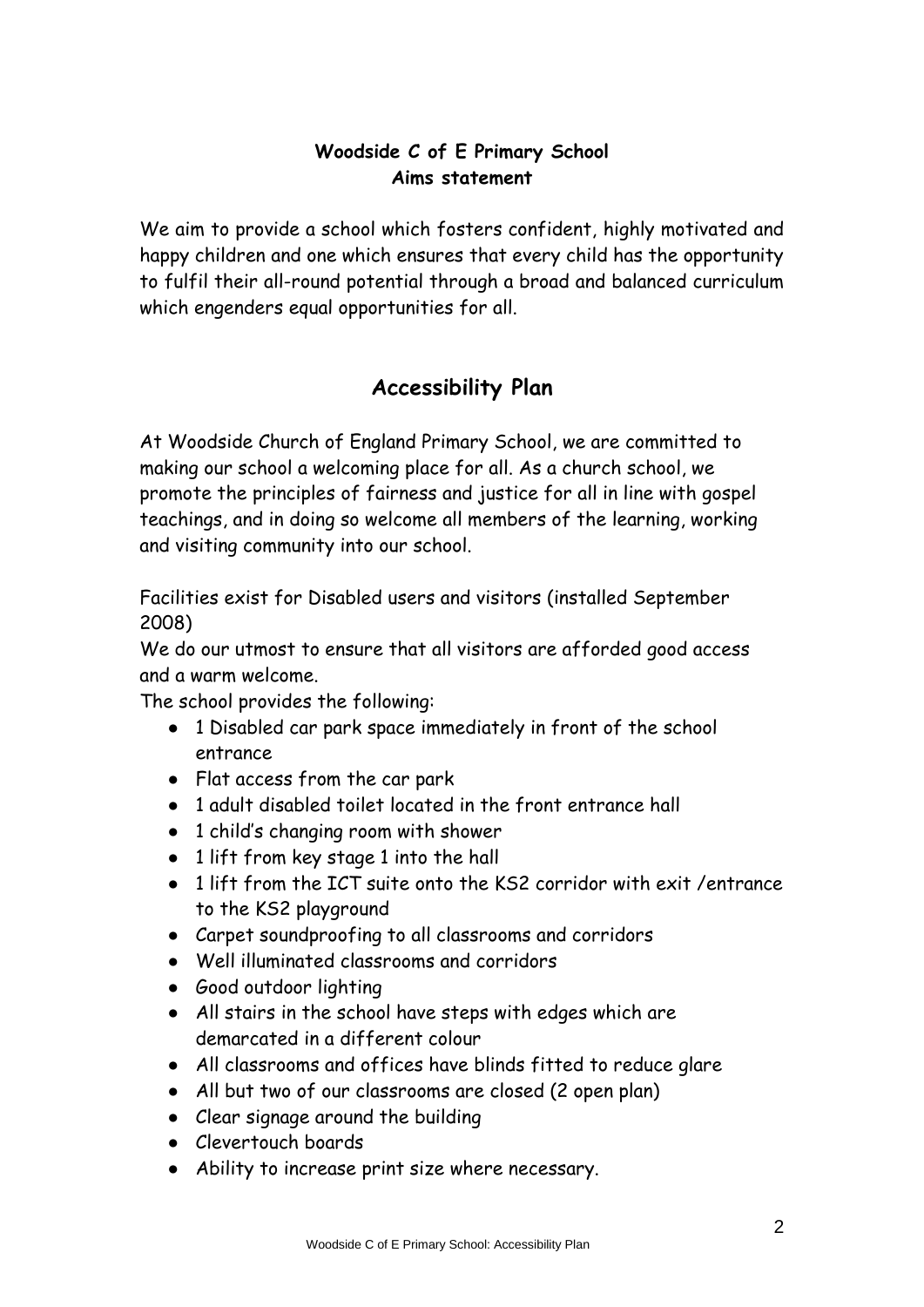**Woodside C of E Primary School**
**Aims statement**

We aim to provide a school which fosters confident, highly motivated and happy children and one which ensures that every child has the opportunity to fulfil their all-round potential through a broad and balanced curriculum which engenders equal opportunities for all.

## Accessibility Plan

At Woodside Church of England Primary School, we are committed to making our school a welcoming place for all. As a church school, we promote the principles of fairness and justice for all in line with gospel teachings, and in doing so welcome all members of the learning, working and visiting community into our school.

Facilities exist for Disabled users and visitors (installed September 2008)
We do our utmost to ensure that all visitors are afforded good access and a warm welcome.
The school provides the following:

- 1 Disabled car park space immediately in front of the school entrance
- Flat access from the car park
- 1 adult disabled toilet located in the front entrance hall
- 1 child's changing room with shower
- 1 lift from key stage 1 into the hall
- 1 lift from the ICT suite onto the KS2 corridor with exit /entrance to the KS2 playground
- Carpet soundproofing to all classrooms and corridors
- Well illuminated classrooms and corridors
- Good outdoor lighting
- All stairs in the school have steps with edges which are demarcated in a different colour
- All classrooms and offices have blinds fitted to reduce glare
- All but two of our classrooms are closed (2 open plan)
- Clear signage around the building
- Clevertouch boards
- Ability to increase print size where necessary.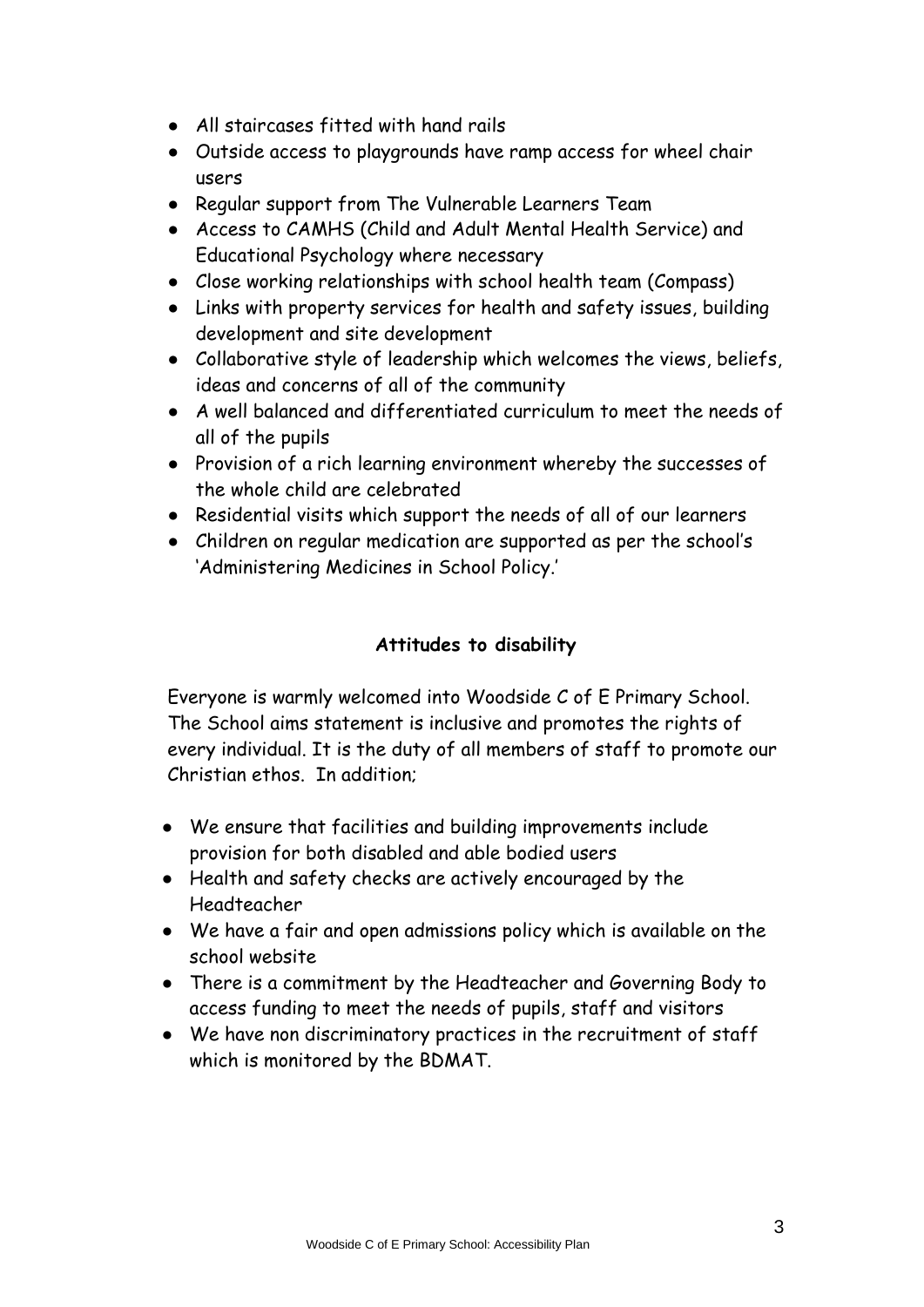- All staircases fitted with hand rails
- Outside access to playgrounds have ramp access for wheel chair users
- Regular support from The Vulnerable Learners Team
- Access to CAMHS (Child and Adult Mental Health Service) and Educational Psychology where necessary
- Close working relationships with school health team (Compass)
- Links with property services for health and safety issues, building development and site development
- Collaborative style of leadership which welcomes the views, beliefs, ideas and concerns of all of the community
- A well balanced and differentiated curriculum to meet the needs of all of the pupils
- Provision of a rich learning environment whereby the successes of the whole child are celebrated
- Residential visits which support the needs of all of our learners
- Children on regular medication are supported as per the school's 'Administering Medicines in School Policy.'

**Attitudes to disability**

Everyone is warmly welcomed into Woodside C of E Primary School. The School aims statement is inclusive and promotes the rights of every individual. It is the duty of all members of staff to promote our Christian ethos. In addition;

- We ensure that facilities and building improvements include provision for both disabled and able bodied users
- Health and safety checks are actively encouraged by the Headteacher
- We have a fair and open admissions policy which is available on the school website
- There is a commitment by the Headteacher and Governing Body to access funding to meet the needs of pupils, staff and visitors
- We have non discriminatory practices in the recruitment of staff which is monitored by the BDMAT.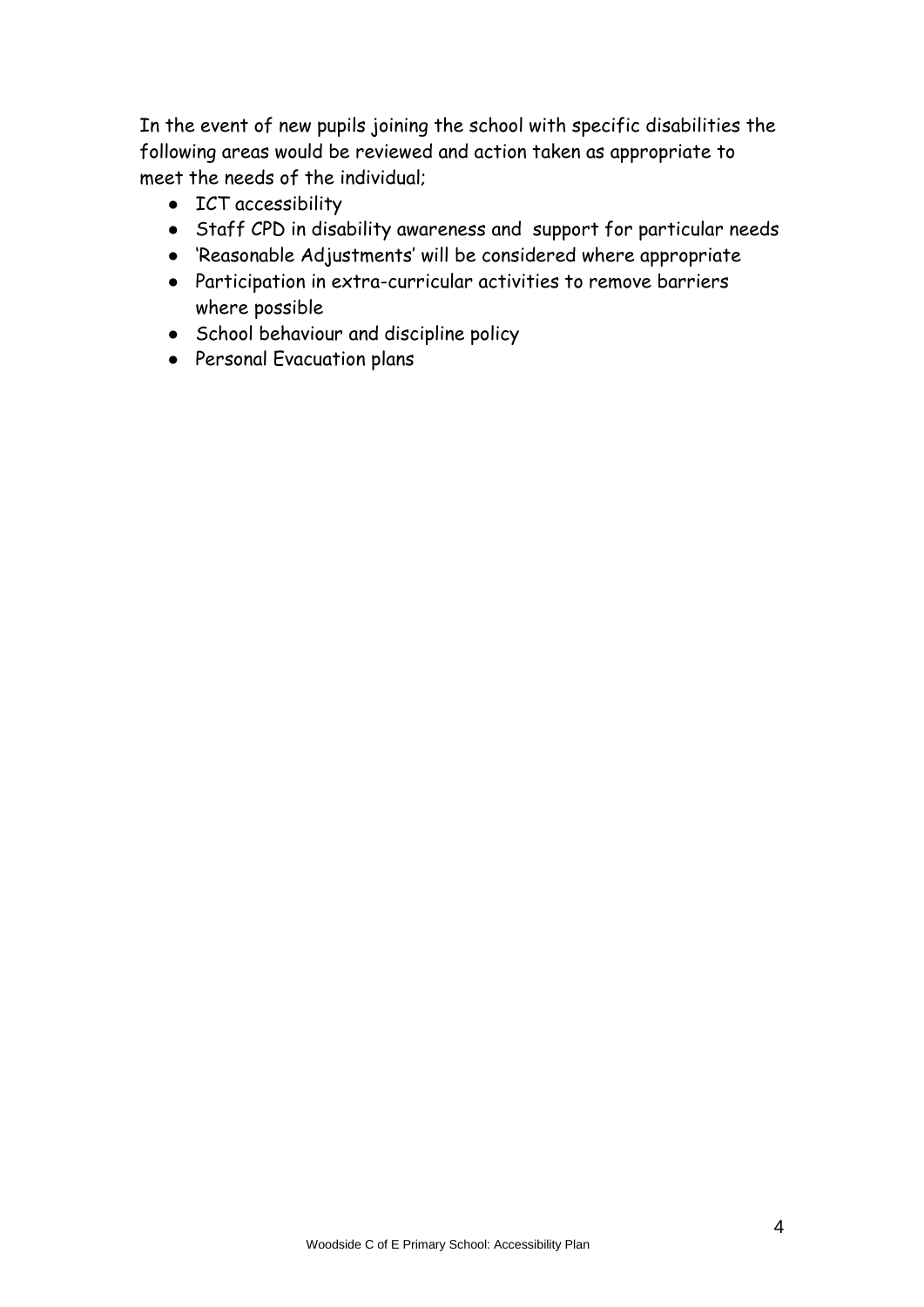In the event of new pupils joining the school with specific disabilities the following areas would be reviewed and action taken as appropriate to meet the needs of the individual;

- ICT accessibility
- Staff CPD in disability awareness and  support for particular needs
- 'Reasonable Adjustments' will be considered where appropriate
- Participation in extra-curricular activities to remove barriers where possible
- School behaviour and discipline policy
- Personal Evacuation plans